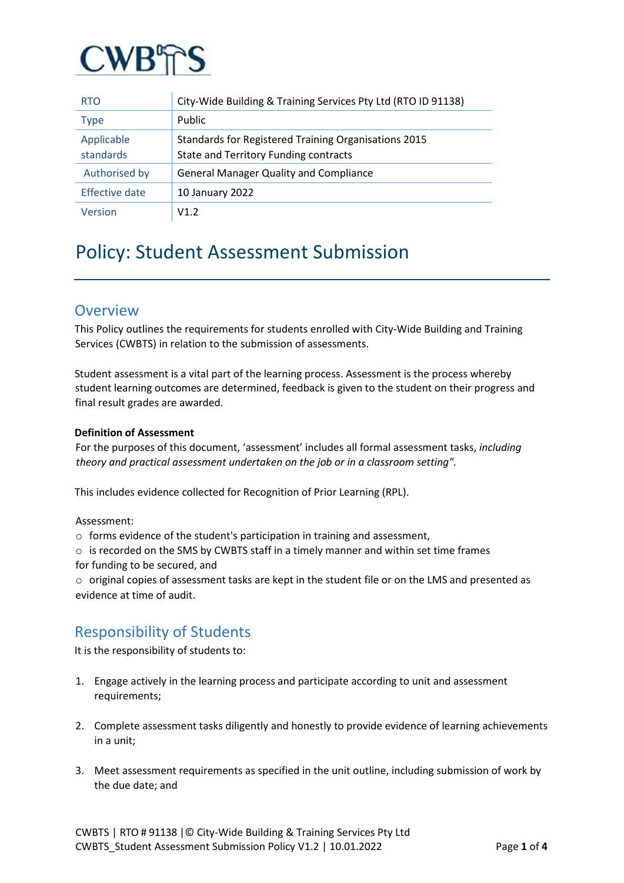CWBTS

| RTO | City-Wide Building & Training Services Pty Ltd (RTO ID 91138) |
|---|---|
| Type | Public |
| Applicable standards | Standards for Registered Training Organisations 2015<br>State and Territory Funding contracts |
| Authorised by | General Manager Quality and Compliance |
| Effective date | 10 January 2022 |
| Version | V1.2 |

# Policy: Student Assessment Submission

## Overview

This Policy outlines the requirements for students enrolled with City-Wide Building and Training Services (CWBTS) in relation to the submission of assessments.

Student assessment is a vital part of the learning process. Assessment is the process whereby student learning outcomes are determined, feedback is given to the student on their progress and final result grades are awarded.

**Definition of Assessment**

For the purposes of this document, 'assessment' includes all formal assessment tasks, *including theory and practical assessment undertaken on the job or in a classroom setting".*

This includes evidence collected for Recognition of Prior Learning (RPL).

Assessment:

- forms evidence of the student's participation in training and assessment,
- is recorded on the SMS by CWBTS staff in a timely manner and within set time frames for funding to be secured, and
- original copies of assessment tasks are kept in the student file or on the LMS and presented as evidence at time of audit.

## Responsibility of Students

It is the responsibility of students to:

1. Engage actively in the learning process and participate according to unit and assessment requirements;
2. Complete assessment tasks diligently and honestly to provide evidence of learning achievements in a unit;
3. Meet assessment requirements as specified in the unit outline, including submission of work by the due date; and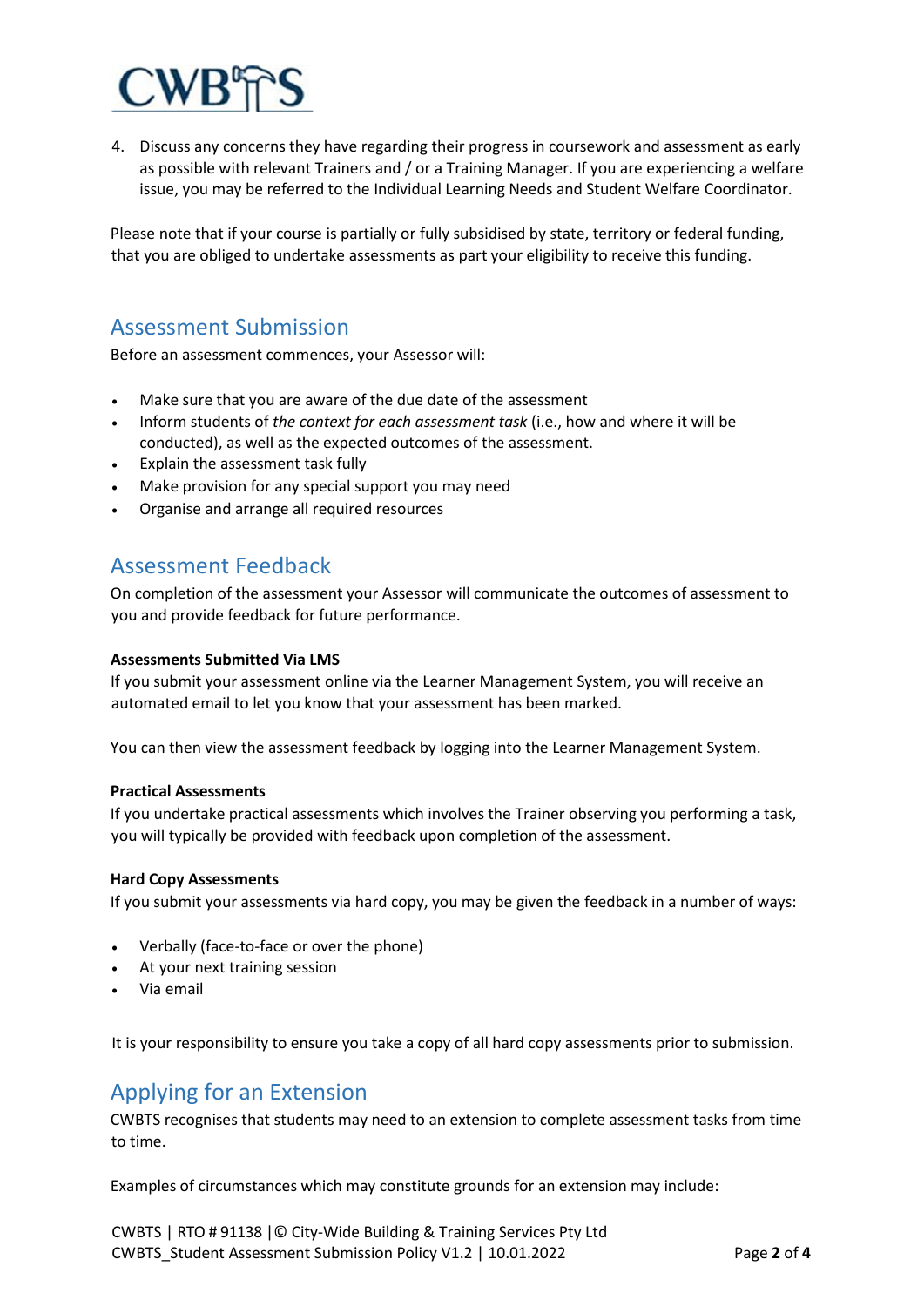4. Discuss any concerns they have regarding their progress in coursework and assessment as early as possible with relevant Trainers and / or a Training Manager. If you are experiencing a welfare issue, you may be referred to the Individual Learning Needs and Student Welfare Coordinator.

Please note that if your course is partially or fully subsidised by state, territory or federal funding, that you are obliged to undertake assessments as part your eligibility to receive this funding.

## Assessment Submission

Before an assessment commences, your Assessor will:

- Make sure that you are aware of the due date of the assessment
- Inform students of *the context for each assessment task* (i.e., how and where it will be conducted), as well as the expected outcomes of the assessment.
- Explain the assessment task fully
- Make provision for any special support you may need
- Organise and arrange all required resources

## Assessment Feedback

On completion of the assessment your Assessor will communicate the outcomes of assessment to you and provide feedback for future performance.

**Assessments Submitted Via LMS**

If you submit your assessment online via the Learner Management System, you will receive an automated email to let you know that your assessment has been marked.

You can then view the assessment feedback by logging into the Learner Management System.

**Practical Assessments**

If you undertake practical assessments which involves the Trainer observing you performing a task, you will typically be provided with feedback upon completion of the assessment.

**Hard Copy Assessments**

If you submit your assessments via hard copy, you may be given the feedback in a number of ways:

- Verbally (face-to-face or over the phone)
- At your next training session
- Via email

It is your responsibility to ensure you take a copy of all hard copy assessments prior to submission.

## Applying for an Extension

CWBTS recognises that students may need to an extension to complete assessment tasks from time to time.

Examples of circumstances which may constitute grounds for an extension may include: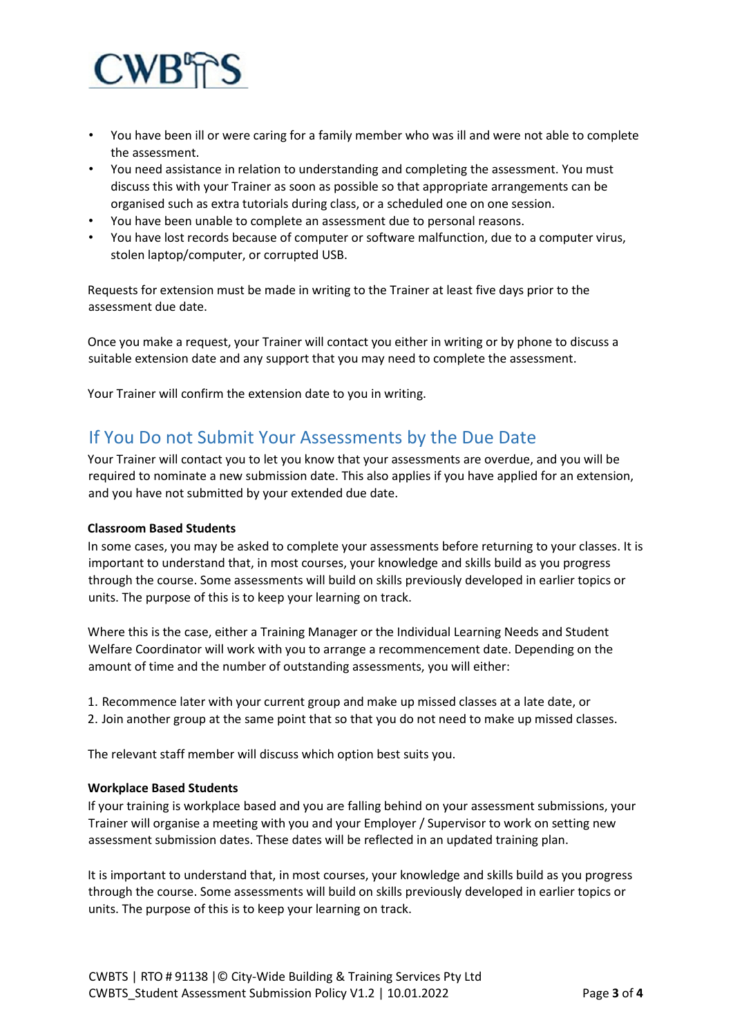- You have been ill or were caring for a family member who was ill and were not able to complete the assessment.
- You need assistance in relation to understanding and completing the assessment. You must discuss this with your Trainer as soon as possible so that appropriate arrangements can be organised such as extra tutorials during class, or a scheduled one on one session.
- You have been unable to complete an assessment due to personal reasons.
- You have lost records because of computer or software malfunction, due to a computer virus, stolen laptop/computer, or corrupted USB.

Requests for extension must be made in writing to the Trainer at least five days prior to the assessment due date.

Once you make a request, your Trainer will contact you either in writing or by phone to discuss a suitable extension date and any support that you may need to complete the assessment.

Your Trainer will confirm the extension date to you in writing.

## If You Do not Submit Your Assessments by the Due Date

Your Trainer will contact you to let you know that your assessments are overdue, and you will be required to nominate a new submission date. This also applies if you have applied for an extension, and you have not submitted by your extended due date.

**Classroom Based Students**

In some cases, you may be asked to complete your assessments before returning to your classes. It is important to understand that, in most courses, your knowledge and skills build as you progress through the course. Some assessments will build on skills previously developed in earlier topics or units. The purpose of this is to keep your learning on track.

Where this is the case, either a Training Manager or the Individual Learning Needs and Student Welfare Coordinator will work with you to arrange a recommencement date. Depending on the amount of time and the number of outstanding assessments, you will either:

1. Recommence later with your current group and make up missed classes at a late date, or
2. Join another group at the same point that so that you do not need to make up missed classes.

The relevant staff member will discuss which option best suits you.

**Workplace Based Students**

If your training is workplace based and you are falling behind on your assessment submissions, your Trainer will organise a meeting with you and your Employer / Supervisor to work on setting new assessment submission dates. These dates will be reflected in an updated training plan.

It is important to understand that, in most courses, your knowledge and skills build as you progress through the course. Some assessments will build on skills previously developed in earlier topics or units. The purpose of this is to keep your learning on track.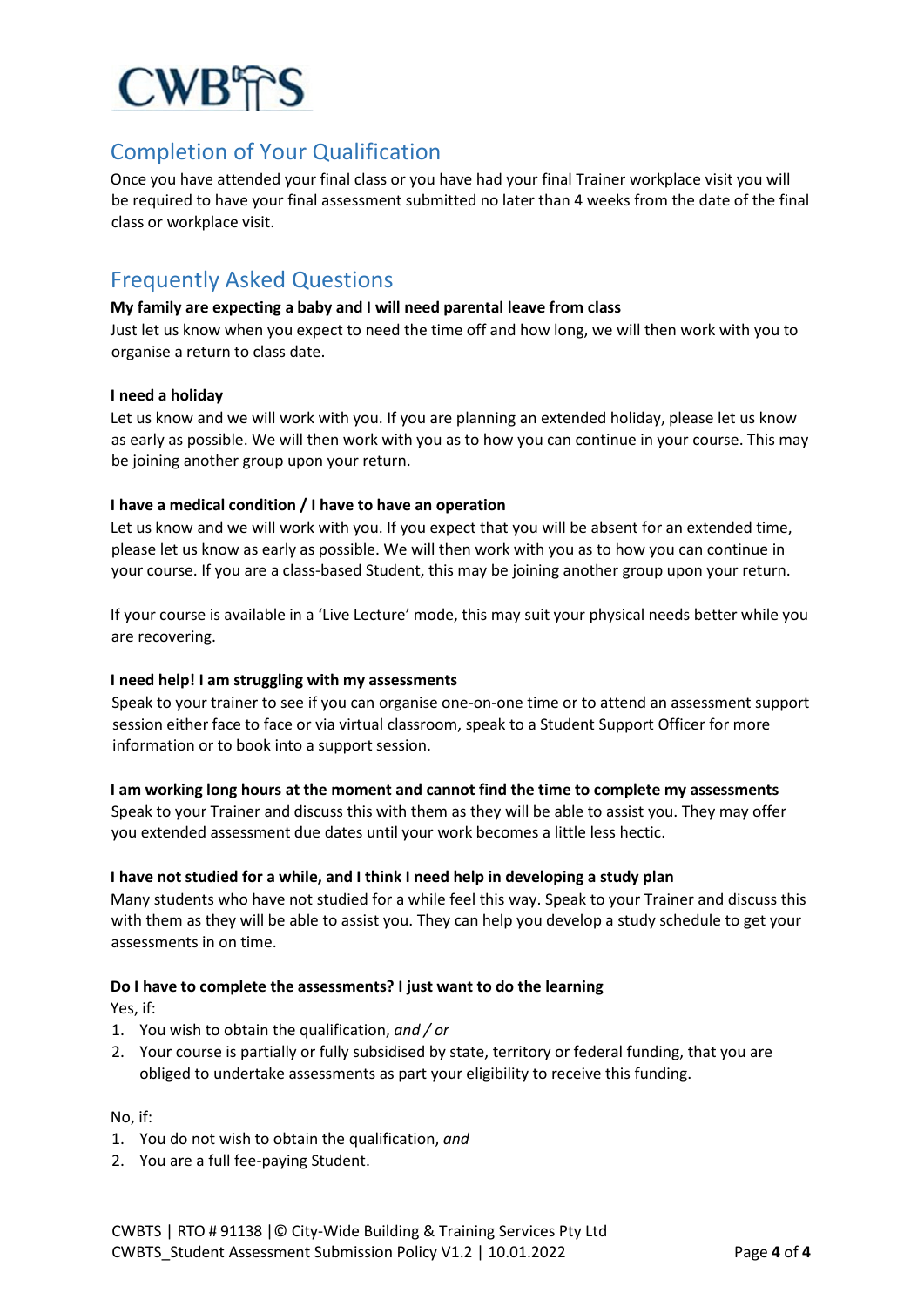## Completion of Your Qualification

Once you have attended your final class or you have had your final Trainer workplace visit you will be required to have your final assessment submitted no later than 4 weeks from the date of the final class or workplace visit.

## Frequently Asked Questions

**My family are expecting a baby and I will need parental leave from class**

Just let us know when you expect to need the time off and how long, we will then work with you to organise a return to class date.

**I need a holiday**

Let us know and we will work with you. If you are planning an extended holiday, please let us know as early as possible. We will then work with you as to how you can continue in your course. This may be joining another group upon your return.

**I have a medical condition / I have to have an operation**

Let us know and we will work with you. If you expect that you will be absent for an extended time, please let us know as early as possible. We will then work with you as to how you can continue in your course. If you are a class-based Student, this may be joining another group upon your return.

If your course is available in a 'Live Lecture' mode, this may suit your physical needs better while you are recovering.

**I need help! I am struggling with my assessments**

Speak to your trainer to see if you can organise one-on-one time or to attend an assessment support session either face to face or via virtual classroom, speak to a Student Support Officer for more information or to book into a support session.

**I am working long hours at the moment and cannot find the time to complete my assessments**

Speak to your Trainer and discuss this with them as they will be able to assist you. They may offer you extended assessment due dates until your work becomes a little less hectic.

**I have not studied for a while, and I think I need help in developing a study plan**

Many students who have not studied for a while feel this way. Speak to your Trainer and discuss this with them as they will be able to assist you. They can help you develop a study schedule to get your assessments in on time.

**Do I have to complete the assessments? I just want to do the learning**

Yes, if:

1. You wish to obtain the qualification, *and / or*
2. Your course is partially or fully subsidised by state, territory or federal funding, that you are obliged to undertake assessments as part your eligibility to receive this funding.

No, if:

1. You do not wish to obtain the qualification, *and*
2. You are a full fee-paying Student.